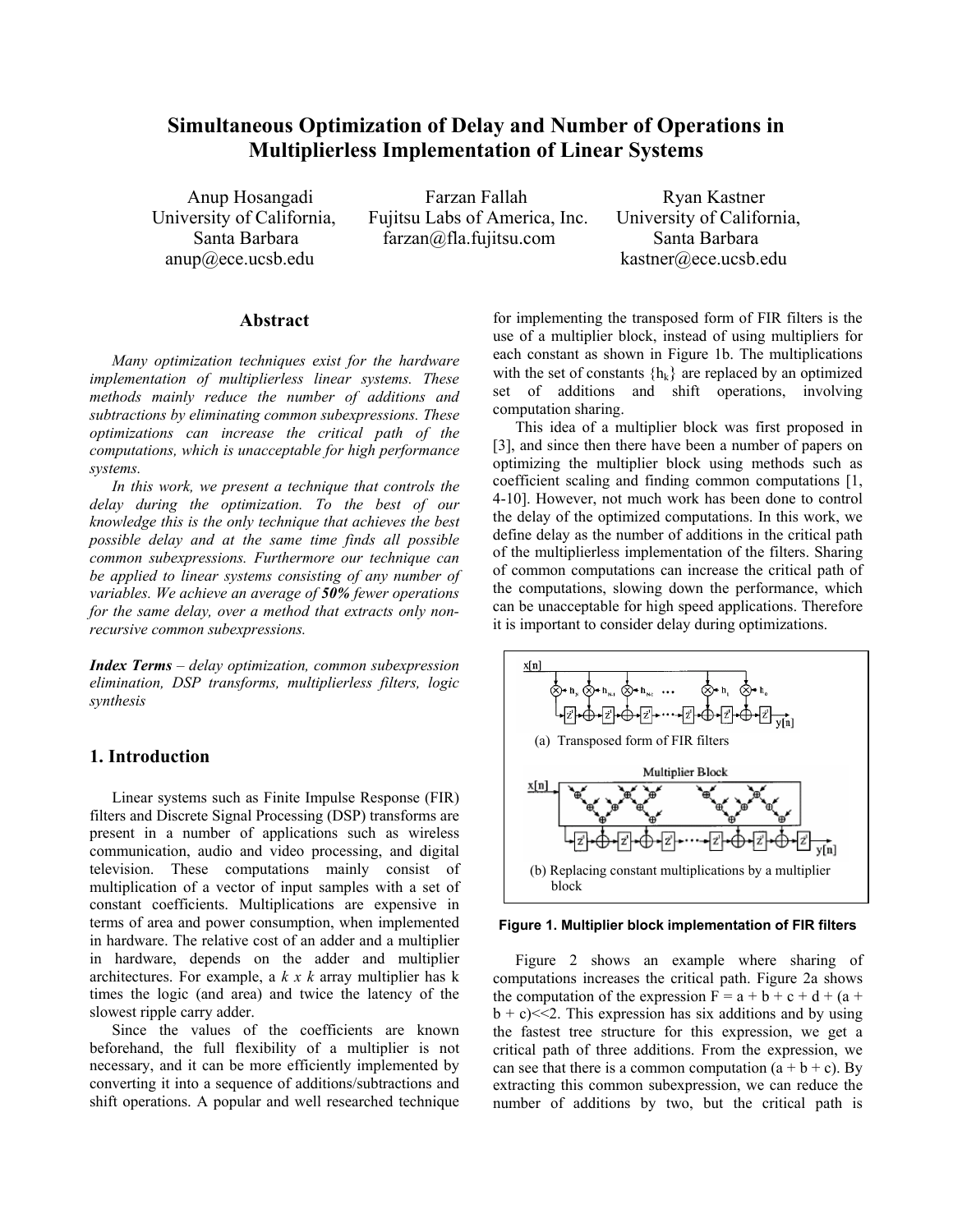# Simultaneous Optimization of Delay and Number of Operations in Multiplierless Implementation of Linear Systems

Anup Hosangadi
University of California, Santa Barbara
anup@ece.ucsb.edu

Farzan Fallah
Fujitsu Labs of America, Inc.
farzan@fla.fujitsu.com

Ryan Kastner
University of California, Santa Barbara
kastner@ece.ucsb.edu

## Abstract

*Many optimization techniques exist for the hardware implementation of multiplierless linear systems. These methods mainly reduce the number of additions and subtractions by eliminating common subexpressions. These optimizations can increase the critical path of the computations, which is unacceptable for high performance systems.*

*In this work, we present a technique that controls the delay during the optimization. To the best of our knowledge this is the only technique that achieves the best possible delay and at the same time finds all possible common subexpressions. Furthermore our technique can be applied to linear systems consisting of any number of variables. We achieve an average of **50%** fewer operations for the same delay, over a method that extracts only non-recursive common subexpressions.*

***Index Terms*** *– delay optimization, common subexpression elimination, DSP transforms, multiplierless filters, logic synthesis*

## 1. Introduction

Linear systems such as Finite Impulse Response (FIR) filters and Discrete Signal Processing (DSP) transforms are present in a number of applications such as wireless communication, audio and video processing, and digital television. These computations mainly consist of multiplication of a vector of input samples with a set of constant coefficients. Multiplications are expensive in terms of area and power consumption, when implemented in hardware. The relative cost of an adder and a multiplier in hardware, depends on the adder and multiplier architectures. For example, a *k x k* array multiplier has k times the logic (and area) and twice the latency of the slowest ripple carry adder.

Since the values of the coefficients are known beforehand, the full flexibility of a multiplier is not necessary, and it can be more efficiently implemented by converting it into a sequence of additions/subtractions and shift operations. A popular and well researched technique for implementing the transposed form of FIR filters is the use of a multiplier block, instead of using multipliers for each constant as shown in Figure 1b. The multiplications with the set of constants $\{h_k\}$ are replaced by an optimized set of additions and shift operations, involving computation sharing.

This idea of a multiplier block was first proposed in [3], and since then there have been a number of papers on optimizing the multiplier block using methods such as coefficient scaling and finding common computations [1, 4-10]. However, not much work has been done to control the delay of the optimized computations. In this work, we define delay as the number of additions in the critical path of the multiplierless implementation of the filters. Sharing of common computations can increase the critical path of the computations, slowing down the performance, which can be unacceptable for high speed applications. Therefore it is important to consider delay during optimizations.

(a) Transposed form of FIR filters

(b) Replacing constant multiplications by a multiplier block

**Figure 1. Multiplier block implementation of FIR filters**

Figure 2 shows an example where sharing of computations increases the critical path. Figure 2a shows the computation of the expression F = a + b + c + d + (a + b + c)<<2. This expression has six additions and by using the fastest tree structure for this expression, we get a critical path of three additions. From the expression, we can see that there is a common computation (a + b + c). By extracting this common subexpression, we can reduce the number of additions by two, but the critical path is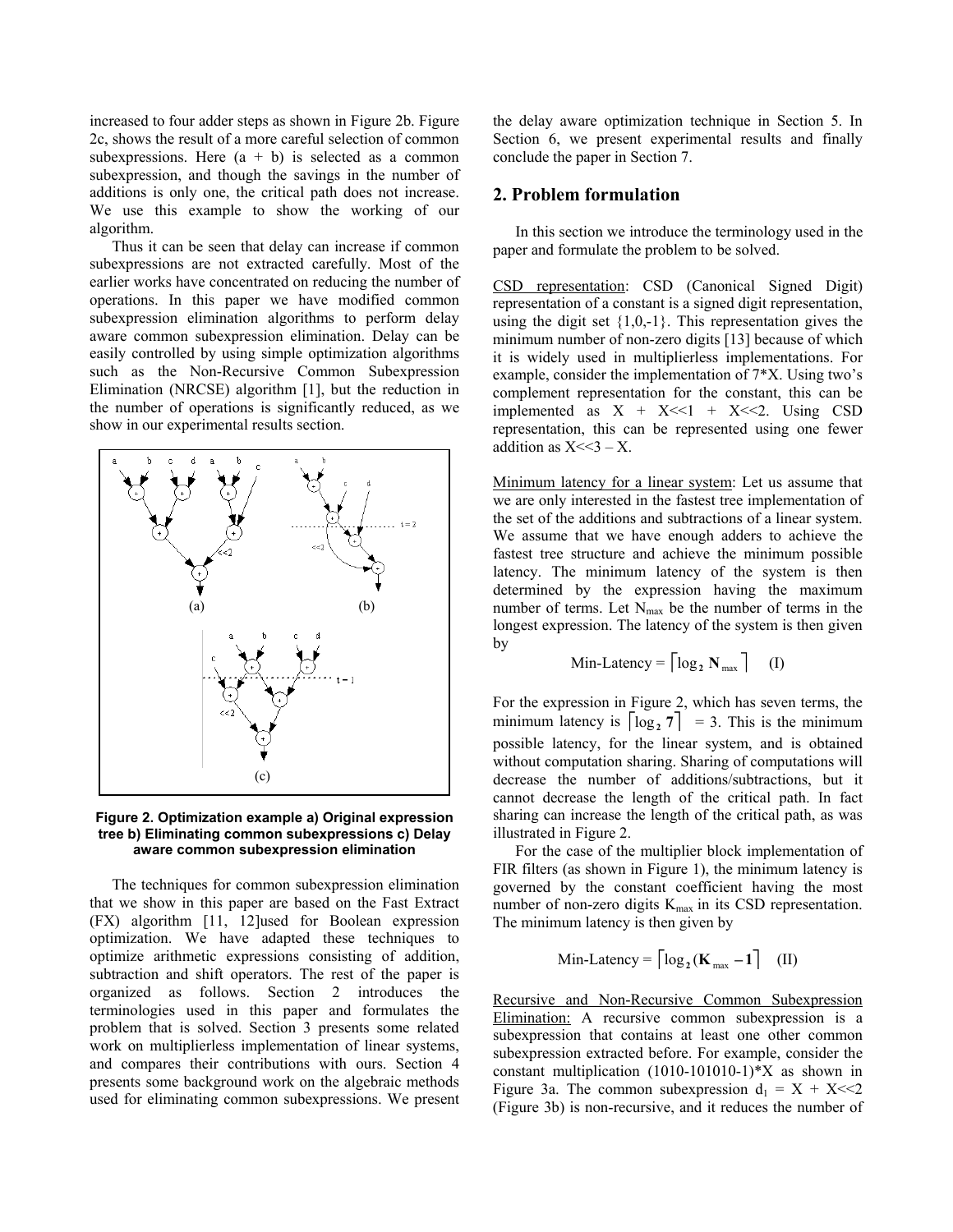increased to four adder steps as shown in Figure 2b. Figure 2c, shows the result of a more careful selection of common subexpressions. Here (a + b) is selected as a common subexpression, and though the savings in the number of additions is only one, the critical path does not increase. We use this example to show the working of our algorithm.

Thus it can be seen that delay can increase if common subexpressions are not extracted carefully. Most of the earlier works have concentrated on reducing the number of operations. In this paper we have modified common subexpression elimination algorithms to perform delay aware common subexpression elimination. Delay can be easily controlled by using simple optimization algorithms such as the Non-Recursive Common Subexpression Elimination (NRCSE) algorithm [1], but the reduction in the number of operations is significantly reduced, as we show in our experimental results section.

**Figure 2. Optimization example a) Original expression tree b) Eliminating common subexpressions c) Delay aware common subexpression elimination**

The techniques for common subexpression elimination that we show in this paper are based on the Fast Extract (FX) algorithm [11, 12]used for Boolean expression optimization. We have adapted these techniques to optimize arithmetic expressions consisting of addition, subtraction and shift operators. The rest of the paper is organized as follows. Section 2 introduces the terminologies used in this paper and formulates the problem that is solved. Section 3 presents some related work on multiplierless implementation of linear systems, and compares their contributions with ours. Section 4 presents some background work on the algebraic methods used for eliminating common subexpressions. We present the delay aware optimization technique in Section 5. In Section 6, we present experimental results and finally conclude the paper in Section 7.

## 2. Problem formulation

In this section we introduce the terminology used in the paper and formulate the problem to be solved.

CSD representation: CSD (Canonical Signed Digit) representation of a constant is a signed digit representation, using the digit set {1,0,-1}. This representation gives the minimum number of non-zero digits [13] because of which it is widely used in multiplierless implementations. For example, consider the implementation of 7*X. Using two's complement representation for the constant, this can be implemented as X + X<<1 + X<<2. Using CSD representation, this can be represented using one fewer addition as X<<3 – X.

Minimum latency for a linear system: Let us assume that we are only interested in the fastest tree implementation of the set of the additions and subtractions of a linear system. We assume that we have enough adders to achieve the fastest tree structure and achieve the minimum possible latency. The minimum latency of the system is then determined by the expression having the maximum number of terms. Let $N_{max}$ be the number of terms in the longest expression. The latency of the system is then given by

$$\text{Min-Latency} = \lceil \log_2 N_{max} \rceil \quad \text{(I)}$$

For the expression in Figure 2, which has seven terms, the minimum latency is $\lceil \log_2 7 \rceil = 3$. This is the minimum possible latency, for the linear system, and is obtained without computation sharing. Sharing of computations will decrease the number of additions/subtractions, but it cannot decrease the length of the critical path. In fact sharing can increase the length of the critical path, as was illustrated in Figure 2.

For the case of the multiplier block implementation of FIR filters (as shown in Figure 1), the minimum latency is governed by the constant coefficient having the most number of non-zero digits $K_{max}$ in its CSD representation. The minimum latency is then given by

$$\text{Min-Latency} = \lceil \log_2 (K_{max} - 1) \rceil \quad \text{(II)}$$

Recursive and Non-Recursive Common Subexpression Elimination: A recursive common subexpression is a subexpression that contains at least one other common subexpression extracted before. For example, consider the constant multiplication (1010-101010-1)*X as shown in Figure 3a. The common subexpression $d_1$ = X + X<<2 (Figure 3b) is non-recursive, and it reduces the number of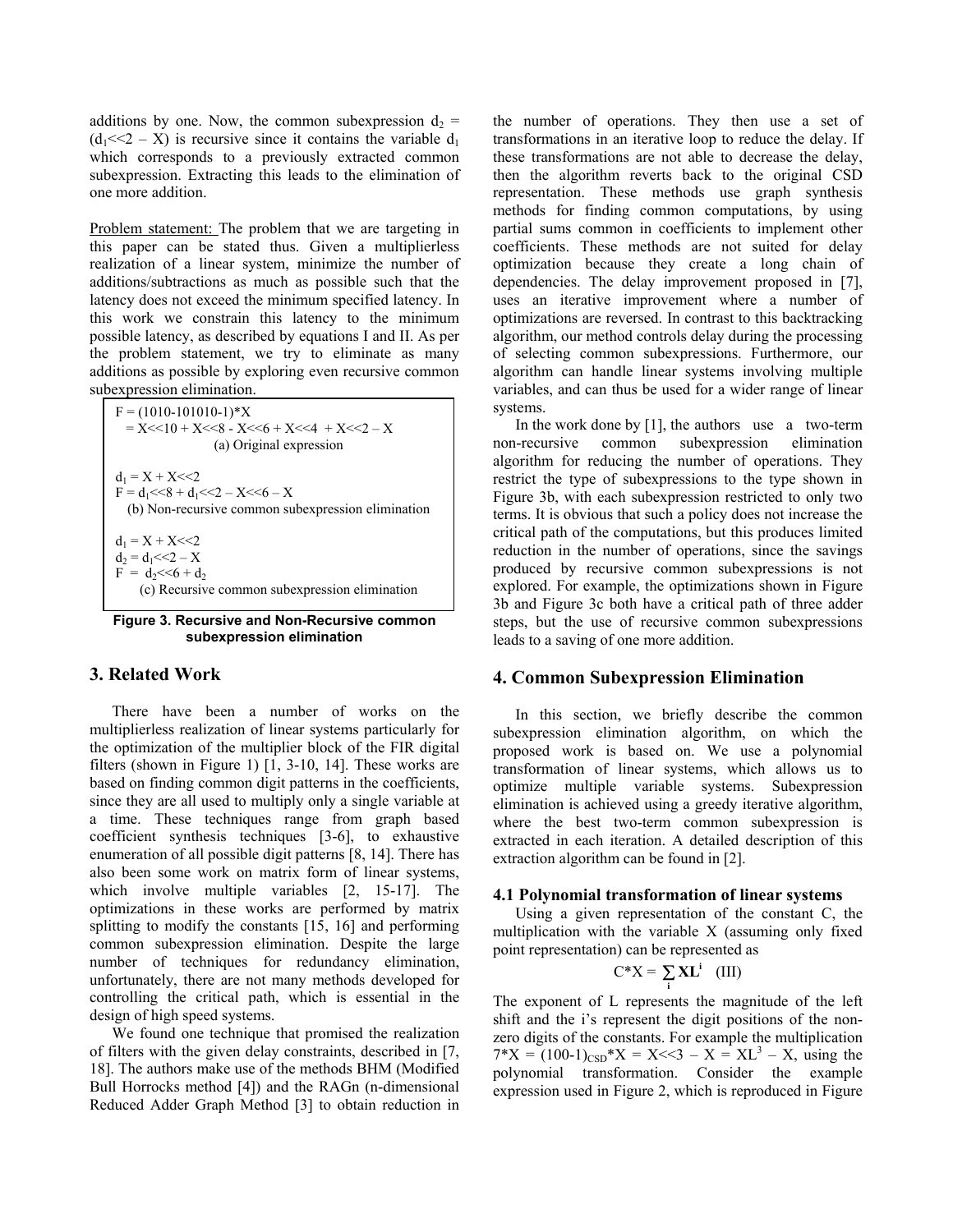additions by one. Now, the common subexpression $d_2 = (d_1<<2 – X)$ is recursive since it contains the variable $d_1$ which corresponds to a previously extracted common subexpression. Extracting this leads to the elimination of one more addition.

Problem statement: The problem that we are targeting in this paper can be stated thus. Given a multiplierless realization of a linear system, minimize the number of additions/subtractions as much as possible such that the latency does not exceed the minimum specified latency. In this work we constrain this latency to the minimum possible latency, as described by equations I and II. As per the problem statement, we try to eliminate as many additions as possible by exploring even recursive common subexpression elimination.

F = (1010-101010-1)*X
  = X<<10 + X<<8 - X<<6 + X<<4 + X<<2 – X

(a) Original expression

$d_1$ = X + X<<2
F = $d_1$<<8 + $d_1$<<2 – X<<6 – X

(b) Non-recursive common subexpression elimination

$d_1$ = X + X<<2
$d_2$ = $d_1$<<2 – X
F = $d_2$<<6 + $d_2$

(c) Recursive common subexpression elimination

**Figure 3. Recursive and Non-Recursive common subexpression elimination**

## 3. Related Work

There have been a number of works on the multiplierless realization of linear systems particularly for the optimization of the multiplier block of the FIR digital filters (shown in Figure 1) [1, 3-10, 14]. These works are based on finding common digit patterns in the coefficients, since they are all used to multiply only a single variable at a time. These techniques range from graph based coefficient synthesis techniques [3-6], to exhaustive enumeration of all possible digit patterns [8, 14]. There has also been some work on matrix form of linear systems, which involve multiple variables [2, 15-17]. The optimizations in these works are performed by matrix splitting to modify the constants [15, 16] and performing common subexpression elimination. Despite the large number of techniques for redundancy elimination, unfortunately, there are not many methods developed for controlling the critical path, which is essential in the design of high speed systems.

We found one technique that promised the realization of filters with the given delay constraints, described in [7, 18]. The authors make use of the methods BHM (Modified Bull Horrocks method [4]) and the RAGn (n-dimensional Reduced Adder Graph Method [3] to obtain reduction in the number of operations. They then use a set of transformations in an iterative loop to reduce the delay. If these transformations are not able to decrease the delay, then the algorithm reverts back to the original CSD representation. These methods use graph synthesis methods for finding common computations, by using partial sums common in coefficients to implement other coefficients. These methods are not suited for delay optimization because they create a long chain of dependencies. The delay improvement proposed in [7], uses an iterative improvement where a number of optimizations are reversed. In contrast to this backtracking algorithm, our method controls delay during the processing of selecting common subexpressions. Furthermore, our algorithm can handle linear systems involving multiple variables, and can thus be used for a wider range of linear systems.

In the work done by [1], the authors use a two-term non-recursive common subexpression elimination algorithm for reducing the number of operations. They restrict the type of subexpressions to the type shown in Figure 3b, with each subexpression restricted to only two terms. It is obvious that such a policy does not increase the critical path of the computations, but this produces limited reduction in the number of operations, since the savings produced by recursive common subexpressions is not explored. For example, the optimizations shown in Figure 3b and Figure 3c both have a critical path of three adder steps, but the use of recursive common subexpressions leads to a saving of one more addition.

## 4. Common Subexpression Elimination

In this section, we briefly describe the common subexpression elimination algorithm, on which the proposed work is based on. We use a polynomial transformation of linear systems, which allows us to optimize multiple variable systems. Subexpression elimination is achieved using a greedy iterative algorithm, where the best two-term common subexpression is extracted in each iteration. A detailed description of this extraction algorithm can be found in [2].

### 4.1 Polynomial transformation of linear systems

Using a given representation of the constant C, the multiplication with the variable X (assuming only fixed point representation) can be represented as

$$C*X = \sum_i \mathbf{XL^i} \quad \text{(III)}$$

The exponent of L represents the magnitude of the left shift and the i's represent the digit positions of the non-zero digits of the constants. For example the multiplication $7*X = (100\text{-}1)_{CSD}*X = X<<3 – X = XL^3 – X$, using the polynomial transformation. Consider the example expression used in Figure 2, which is reproduced in Figure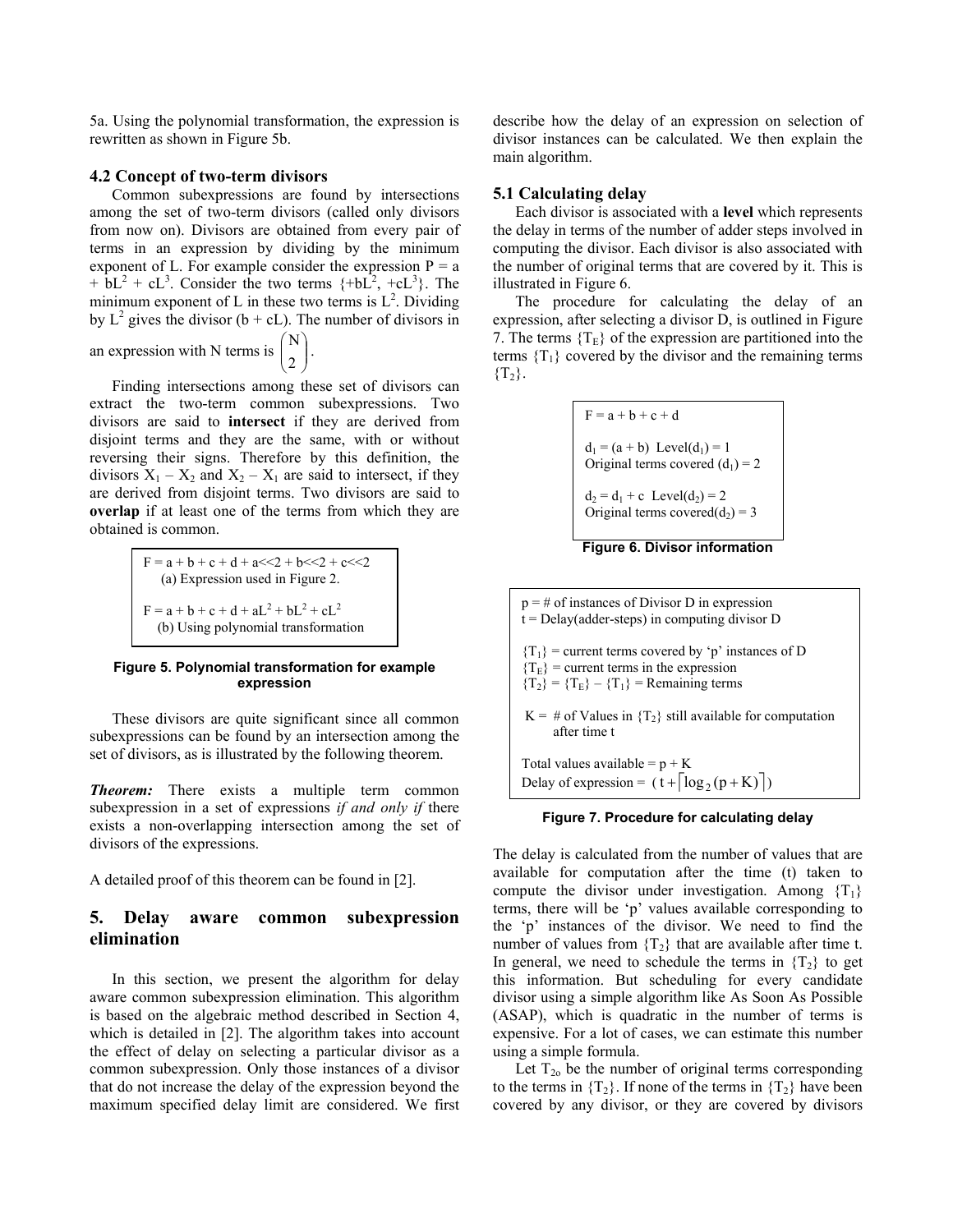5a. Using the polynomial transformation, the expression is rewritten as shown in Figure 5b.

### 4.2 Concept of two-term divisors

Common subexpressions are found by intersections among the set of two-term divisors (called only divisors from now on). Divisors are obtained from every pair of terms in an expression by dividing by the minimum exponent of L. For example consider the expression $P = a + bL^2 + cL^3$. Consider the two terms $\{+bL^2, +cL^3\}$. The minimum exponent of L in these two terms is $L^2$. Dividing by $L^2$ gives the divisor $(b + cL)$. The number of divisors in an expression with N terms is $\binom{N}{2}$.

Finding intersections among these set of divisors can extract the two-term common subexpressions. Two divisors are said to **intersect** if they are derived from disjoint terms and they are the same, with or without reversing their signs. Therefore by this definition, the divisors $X_1 - X_2$ and $X_2 - X_1$ are said to intersect, if they are derived from disjoint terms. Two divisors are said to **overlap** if at least one of the terms from which they are obtained is common.

F = a + b + c + d + a<<2 + b<<2 + c<<2
(a) Expression used in Figure 2.

$F = a + b + c + d + aL^2 + bL^2 + cL^2$
(b) Using polynomial transformation

**Figure 5. Polynomial transformation for example expression**

These divisors are quite significant since all common subexpressions can be found by an intersection among the set of divisors, as is illustrated by the following theorem.

***Theorem:*** There exists a multiple term common subexpression in a set of expressions *if and only if* there exists a non-overlapping intersection among the set of divisors of the expressions.

A detailed proof of this theorem can be found in [2].

## 5. Delay aware common subexpression elimination

In this section, we present the algorithm for delay aware common subexpression elimination. This algorithm is based on the algebraic method described in Section 4, which is detailed in [2]. The algorithm takes into account the effect of delay on selecting a particular divisor as a common subexpression. Only those instances of a divisor that do not increase the delay of the expression beyond the maximum specified delay limit are considered. We first describe how the delay of an expression on selection of divisor instances can be calculated. We then explain the main algorithm.

### 5.1 Calculating delay

Each divisor is associated with a **level** which represents the delay in terms of the number of adder steps involved in computing the divisor. Each divisor is also associated with the number of original terms that are covered by it. This is illustrated in Figure 6.

The procedure for calculating the delay of an expression, after selecting a divisor D, is outlined in Figure 7. The terms $\{T_E\}$ of the expression are partitioned into the terms $\{T_1\}$ covered by the divisor and the remaining terms $\{T_2\}$.

F = a + b + c + d

$d_1 = (a + b)$ Level($d_1$) = 1
Original terms covered ($d_1$) = 2

$d_2 = d_1 + c$ Level($d_2$) = 2
Original terms covered($d_2$) = 3

**Figure 6. Divisor information**

p = # of instances of Divisor D in expression
t = Delay(adder-steps) in computing divisor D

$\{T_1\}$ = current terms covered by 'p' instances of D
$\{T_E\}$ = current terms in the expression
$\{T_2\} = \{T_E\} - \{T_1\}$ = Remaining terms

K = # of Values in $\{T_2\}$ still available for computation after time t

Total values available = p + K
Delay of expression = $(t + \lceil \log_2(p + K) \rceil)$

**Figure 7. Procedure for calculating delay**

The delay is calculated from the number of values that are available for computation after the time (t) taken to compute the divisor under investigation. Among $\{T_1\}$ terms, there will be 'p' values available corresponding to the 'p' instances of the divisor. We need to find the number of values from $\{T_2\}$ that are available after time t. In general, we need to schedule the terms in $\{T_2\}$ to get this information. But scheduling for every candidate divisor using a simple algorithm like As Soon As Possible (ASAP), which is quadratic in the number of terms is expensive. For a lot of cases, we can estimate this number using a simple formula.

Let $T_{2o}$ be the number of original terms corresponding to the terms in $\{T_2\}$. If none of the terms in $\{T_2\}$ have been covered by any divisor, or they are covered by divisors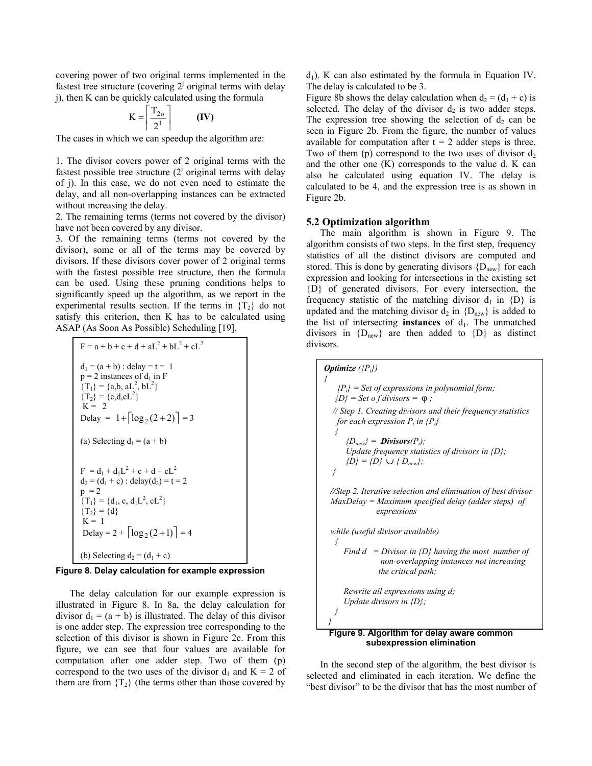covering power of two original terms implemented in the fastest tree structure (covering $2^j$ original terms with delay j), then K can be quickly calculated using the formula

$$K = \left\lceil \frac{T_{2o}}{2^t} \right\rceil \qquad \textbf{(IV)}$$

The cases in which we can speedup the algorithm are:

1. The divisor covers power of 2 original terms with the fastest possible tree structure ($2^j$ original terms with delay of j). In this case, we do not even need to estimate the delay, and all non-overlapping instances can be extracted without increasing the delay.
2. The remaining terms (terms not covered by the divisor) have not been covered by any divisor.
3. Of the remaining terms (terms not covered by the divisor), some or all of the terms may be covered by divisors. If these divisors cover power of 2 original terms with the fastest possible tree structure, then the formula can be used. Using these pruning conditions helps to significantly speed up the algorithm, as we report in the experimental results section. If the terms in $\{T_2\}$ do not satisfy this criterion, then K has to be calculated using ASAP (As Soon As Possible) Scheduling [19].

$F = a + b + c + d + aL^2 + bL^2 + cL^2$

$d_1 = (a + b)$ : delay = t = 1
p = 2 instances of $d_1$ in F
$\{T_1\} = \{a, b, aL^2, bL^2\}$
$\{T_2\} = \{c, d, cL^2\}$
K = 2
Delay = $1 + \lceil \log_2(2+2) \rceil = 3$

(a) Selecting $d_1 = (a + b)$

$F = d_1 + d_1L^2 + c + d + cL^2$
$d_2 = (d_1 + c)$ : delay($d_2$) = t = 2
p = 2
$\{T_1\} = \{d_1, c, d_1L^2, cL^2\}$
$\{T_2\} = \{d\}$
K = 1
Delay = $2 + \lceil \log_2(2+1) \rceil = 4$

(b) Selecting $d_2 = (d_1 + c)$

**Figure 8. Delay calculation for example expression**

The delay calculation for our example expression is illustrated in Figure 8. In 8a, the delay calculation for divisor $d_1 = (a + b)$ is illustrated. The delay of this divisor is one adder step. The expression tree corresponding to the selection of this divisor is shown in Figure 2c. From this figure, we can see that four values are available for computation after one adder step. Two of them (p) correspond to the two uses of the divisor $d_1$ and K = 2 of them are from $\{T_2\}$ (the terms other than those covered by $d_1$). K can also estimated by the formula in Equation IV. The delay is calculated to be 3.

Figure 8b shows the delay calculation when $d_2 = (d_1 + c)$ is selected. The delay of the divisor $d_2$ is two adder steps. The expression tree showing the selection of $d_2$ can be seen in Figure 2b. From the figure, the number of values available for computation after t = 2 adder steps is three. Two of them (p) correspond to the two uses of divisor $d_2$ and the other one (K) corresponds to the value d. K can also be calculated using equation IV. The delay is calculated to be 4, and the expression tree is as shown in Figure 2b.

### 5.2 Optimization algorithm

The main algorithm is shown in Figure 9. The algorithm consists of two steps. In the first step, frequency statistics of all the distinct divisors are computed and stored. This is done by generating divisors $\{D_{new}\}$ for each expression and looking for intersections in the existing set $\{D\}$ of generated divisors. For every intersection, the frequency statistic of the matching divisor $d_1$ in $\{D\}$ is updated and the matching divisor $d_2$ in $\{D_{new}\}$ is added to the list of intersecting **instances** of $d_1$. The unmatched divisors in $\{D_{new}\}$ are then added to $\{D\}$ as distinct divisors.

```
Optimize ({Pi})
{
   {Pi} = Set of expressions in polynomial form;
   {D} = Set o f divisors = φ ;
  // Step 1. Creating divisors and their frequency statistics
   for each expression Pi in {Pi}
   {
      {Dnew} = Divisors(Pi);
      Update frequency statistics of divisors in {D};
      {D} = {D} ∪ { Dnew};
   }

  //Step 2. Iterative selection and elimination of best divisor
  MaxDelay = Maximum specified delay (adder steps) of
             expressions

  while (useful divisor available)
   {
      Find d  = Divisor in {D} having the most number of
                non-overlapping instances not increasing
               the critical path;

      Rewrite all expressions using d;
      Update divisors in {D};
   }
}
```

**Figure 9. Algorithm for delay aware common subexpression elimination**

In the second step of the algorithm, the best divisor is selected and eliminated in each iteration. We define the "best divisor" to be the divisor that has the most number of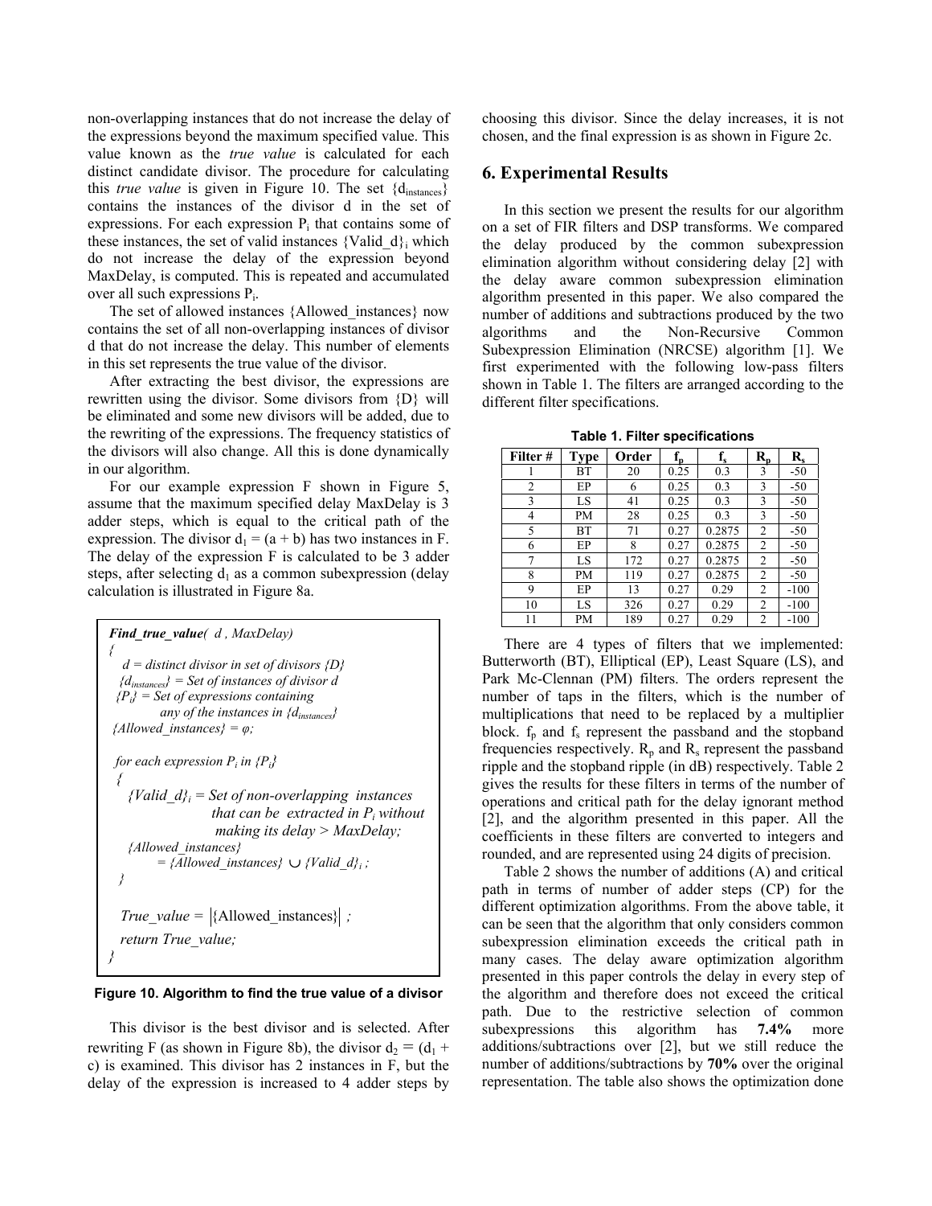non-overlapping instances that do not increase the delay of the expressions beyond the maximum specified value. This value known as the *true value* is calculated for each distinct candidate divisor. The procedure for calculating this *true value* is given in Figure 10. The set $\{d_{instances}\}$ contains the instances of the divisor d in the set of expressions. For each expression $P_i$ that contains some of these instances, the set of valid instances $\{Valid\_d\}_i$ which do not increase the delay of the expression beyond MaxDelay, is computed. This is repeated and accumulated over all such expressions $P_i$.

The set of allowed instances {Allowed_instances} now contains the set of all non-overlapping instances of divisor d that do not increase the delay. This number of elements in this set represents the true value of the divisor.

After extracting the best divisor, the expressions are rewritten using the divisor. Some divisors from {D} will be eliminated and some new divisors will be added, due to the rewriting of the expressions. The frequency statistics of the divisors will also change. All this is done dynamically in our algorithm.

For our example expression F shown in Figure 5, assume that the maximum specified delay MaxDelay is 3 adder steps, which is equal to the critical path of the expression. The divisor $d_1 = (a + b)$ has two instances in F. The delay of the expression F is calculated to be 3 adder steps, after selecting $d_1$ as a common subexpression (delay calculation is illustrated in Figure 8a.

```
Find_true_value( d , MaxDelay)
{
   d = distinct divisor in set of divisors {D}
   {d_instances} = Set of instances of divisor d
   {P_i} = Set of expressions containing
           any of the instances in {d_instances}
   {Allowed_instances} = φ;

   for each expression P_i in {P_i}
   {
      {Valid_d}_i = Set of non-overlapping instances
                    that can be extracted in P_i without
                    making its delay > MaxDelay;
      {Allowed_instances}
          = {Allowed_instances} ∪ {Valid_d}_i ;
   }

   True_value = |{Allowed_instances}| ;
   return True_value;
}
```

**Figure 10. Algorithm to find the true value of a divisor**

This divisor is the best divisor and is selected. After rewriting F (as shown in Figure 8b), the divisor $d_2 = (d_1 + c)$ is examined. This divisor has 2 instances in F, but the delay of the expression is increased to 4 adder steps by choosing this divisor. Since the delay increases, it is not chosen, and the final expression is as shown in Figure 2c.

## 6. Experimental Results

In this section we present the results for our algorithm on a set of FIR filters and DSP transforms. We compared the delay produced by the common subexpression elimination algorithm without considering delay [2] with the delay aware common subexpression elimination algorithm presented in this paper. We also compared the number of additions and subtractions produced by the two algorithms and the Non-Recursive Common Subexpression Elimination (NRCSE) algorithm [1]. We first experimented with the following low-pass filters shown in Table 1. The filters are arranged according to the different filter specifications.

**Table 1. Filter specifications**

| Filter # | Type | Order | $f_p$ | $f_s$ | $R_p$ | $R_s$ |
|---|---|---|---|---|---|---|
| 1 | BT | 20 | 0.25 | 0.3 | 3 | -50 |
| 2 | EP | 6 | 0.25 | 0.3 | 3 | -50 |
| 3 | LS | 41 | 0.25 | 0.3 | 3 | -50 |
| 4 | PM | 28 | 0.25 | 0.3 | 3 | -50 |
| 5 | BT | 71 | 0.27 | 0.2875 | 2 | -50 |
| 6 | EP | 8 | 0.27 | 0.2875 | 2 | -50 |
| 7 | LS | 172 | 0.27 | 0.2875 | 2 | -50 |
| 8 | PM | 119 | 0.27 | 0.2875 | 2 | -50 |
| 9 | EP | 13 | 0.27 | 0.29 | 2 | -100 |
| 10 | LS | 326 | 0.27 | 0.29 | 2 | -100 |
| 11 | PM | 189 | 0.27 | 0.29 | 2 | -100 |

There are 4 types of filters that we implemented: Butterworth (BT), Elliptical (EP), Least Square (LS), and Park Mc-Clennan (PM) filters. The orders represent the number of taps in the filters, which is the number of multiplications that need to be replaced by a multiplier block. $f_p$ and $f_s$ represent the passband and the stopband frequencies respectively. $R_p$ and $R_s$ represent the passband ripple and the stopband ripple (in dB) respectively. Table 2 gives the results for these filters in terms of the number of operations and critical path for the delay ignorant method [2], and the algorithm presented in this paper. All the coefficients in these filters are converted to integers and rounded, and are represented using 24 digits of precision.

Table 2 shows the number of additions (A) and critical path in terms of number of adder steps (CP) for the different optimization algorithms. From the above table, it can be seen that the algorithm that only considers common subexpression elimination exceeds the critical path in many cases. The delay aware optimization algorithm presented in this paper controls the delay in every step of the algorithm and therefore does not exceed the critical path. Due to the restrictive selection of common subexpressions this algorithm has **7.4%** more additions/subtractions over [2], but we still reduce the number of additions/subtractions by **70%** over the original representation. The table also shows the optimization done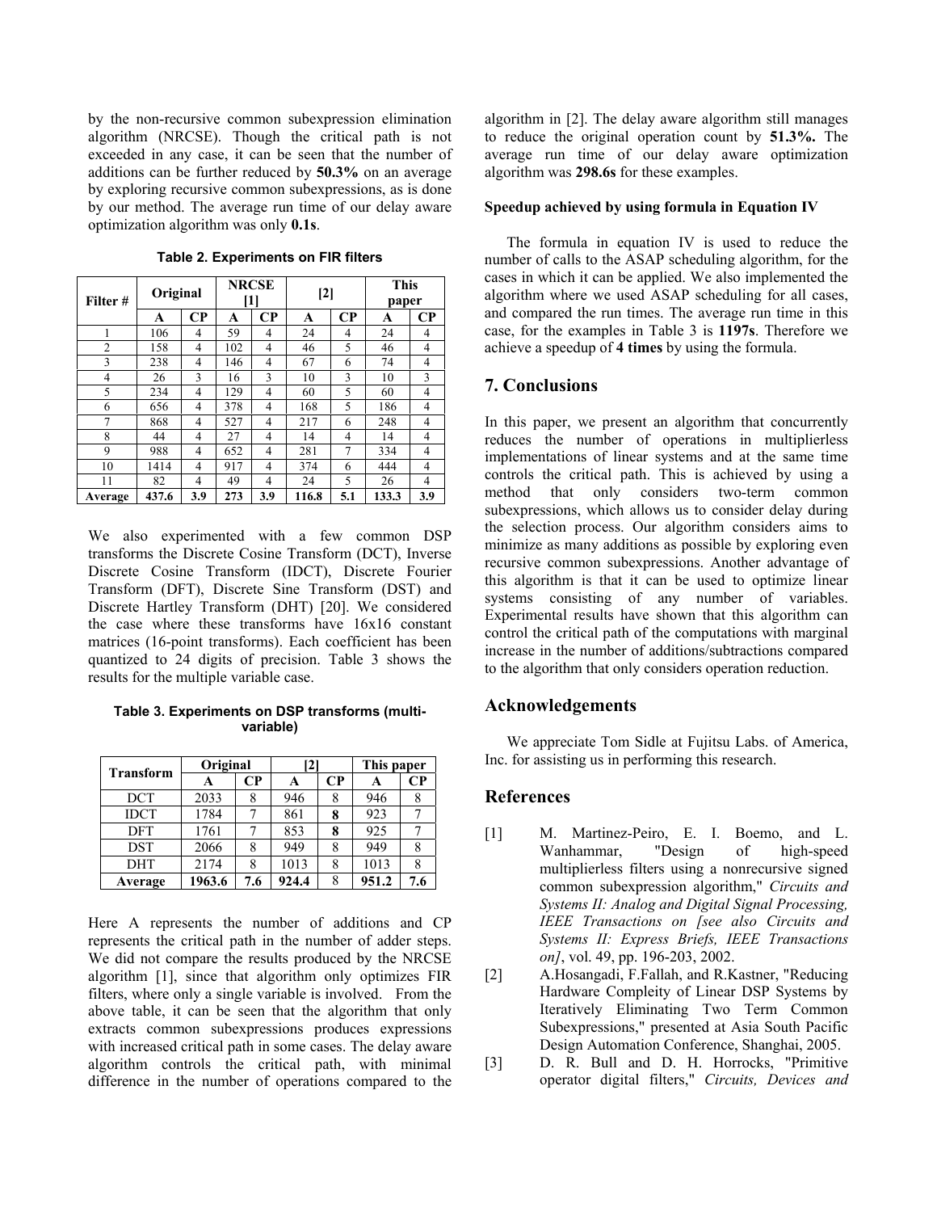by the non-recursive common subexpression elimination algorithm (NRCSE). Though the critical path is not exceeded in any case, it can be seen that the number of additions can be further reduced by **50.3%** on an average by exploring recursive common subexpressions, as is done by our method. The average run time of our delay aware optimization algorithm was only **0.1s**.

**Table 2. Experiments on FIR filters**

| Filter # | Original | | NRCSE [1] | | [2] | | This paper | |
|---|---|---|---|---|---|---|---|---|
| | A | CP | A | CP | A | CP | A | CP |
| 1 | 106 | 4 | 59 | 4 | 24 | 4 | 24 | 4 |
| 2 | 158 | 4 | 102 | 4 | 46 | 5 | 46 | 4 |
| 3 | 238 | 4 | 146 | 4 | 67 | 6 | 74 | 4 |
| 4 | 26 | 3 | 16 | 3 | 10 | 3 | 10 | 3 |
| 5 | 234 | 4 | 129 | 4 | 60 | 5 | 60 | 4 |
| 6 | 656 | 4 | 378 | 4 | 168 | 5 | 186 | 4 |
| 7 | 868 | 4 | 527 | 4 | 217 | 6 | 248 | 4 |
| 8 | 44 | 4 | 27 | 4 | 14 | 4 | 14 | 4 |
| 9 | 988 | 4 | 652 | 4 | 281 | 7 | 334 | 4 |
| 10 | 1414 | 4 | 917 | 4 | 374 | 6 | 444 | 4 |
| 11 | 82 | 4 | 49 | 4 | 24 | 5 | 26 | 4 |
| **Average** | **437.6** | **3.9** | **273** | **3.9** | **116.8** | **5.1** | **133.3** | **3.9** |

We also experimented with a few common DSP transforms the Discrete Cosine Transform (DCT), Inverse Discrete Cosine Transform (IDCT), Discrete Fourier Transform (DFT), Discrete Sine Transform (DST) and Discrete Hartley Transform (DHT) [20]. We considered the case where these transforms have 16x16 constant matrices (16-point transforms). Each coefficient has been quantized to 24 digits of precision. Table 3 shows the results for the multiple variable case.

**Table 3. Experiments on DSP transforms (multi-variable)**

| Transform | Original | | [2] | | This paper | |
|---|---|---|---|---|---|---|
| | A | CP | A | CP | A | CP |
| DCT | 2033 | 8 | 946 | 8 | 946 | 8 |
| IDCT | 1784 | 7 | 861 | **8** | 923 | 7 |
| DFT | 1761 | 7 | 853 | **8** | 925 | 7 |
| DST | 2066 | 8 | 949 | 8 | 949 | 8 |
| DHT | 2174 | 8 | 1013 | 8 | 1013 | 8 |
| **Average** | **1963.6** | **7.6** | **924.4** | 8 | **951.2** | **7.6** |

Here A represents the number of additions and CP represents the critical path in the number of adder steps. We did not compare the results produced by the NRCSE algorithm [1], since that algorithm only optimizes FIR filters, where only a single variable is involved. From the above table, it can be seen that the algorithm that only extracts common subexpressions produces expressions with increased critical path in some cases. The delay aware algorithm controls the critical path, with minimal difference in the number of operations compared to the algorithm in [2]. The delay aware algorithm still manages to reduce the original operation count by **51.3%.** The average run time of our delay aware optimization algorithm was **298.6s** for these examples.

#### Speedup achieved by using formula in Equation IV

The formula in equation IV is used to reduce the number of calls to the ASAP scheduling algorithm, for the cases in which it can be applied. We also implemented the algorithm where we used ASAP scheduling for all cases, and compared the run times. The average run time in this case, for the examples in Table 3 is **1197s**. Therefore we achieve a speedup of **4 times** by using the formula.

## 7. Conclusions

In this paper, we present an algorithm that concurrently reduces the number of operations in multiplierless implementations of linear systems and at the same time controls the critical path. This is achieved by using a method that only considers two-term common subexpressions, which allows us to consider delay during the selection process. Our algorithm considers aims to minimize as many additions as possible by exploring even recursive common subexpressions. Another advantage of this algorithm is that it can be used to optimize linear systems consisting of any number of variables. Experimental results have shown that this algorithm can control the critical path of the computations with marginal increase in the number of additions/subtractions compared to the algorithm that only considers operation reduction.

## Acknowledgements

We appreciate Tom Sidle at Fujitsu Labs. of America, Inc. for assisting us in performing this research.

## References

[1] M. Martinez-Peiro, E. I. Boemo, and L. Wanhammar, "Design of high-speed multiplierless filters using a nonrecursive signed common subexpression algorithm," *Circuits and Systems II: Analog and Digital Signal Processing, IEEE Transactions on [see also Circuits and Systems II: Express Briefs, IEEE Transactions on]*, vol. 49, pp. 196-203, 2002.

[2] A.Hosangadi, F.Fallah, and R.Kastner, "Reducing Hardware Compleity of Linear DSP Systems by Iteratively Eliminating Two Term Common Subexpressions," presented at Asia South Pacific Design Automation Conference, Shanghai, 2005.

[3] D. R. Bull and D. H. Horrocks, "Primitive operator digital filters," *Circuits, Devices and*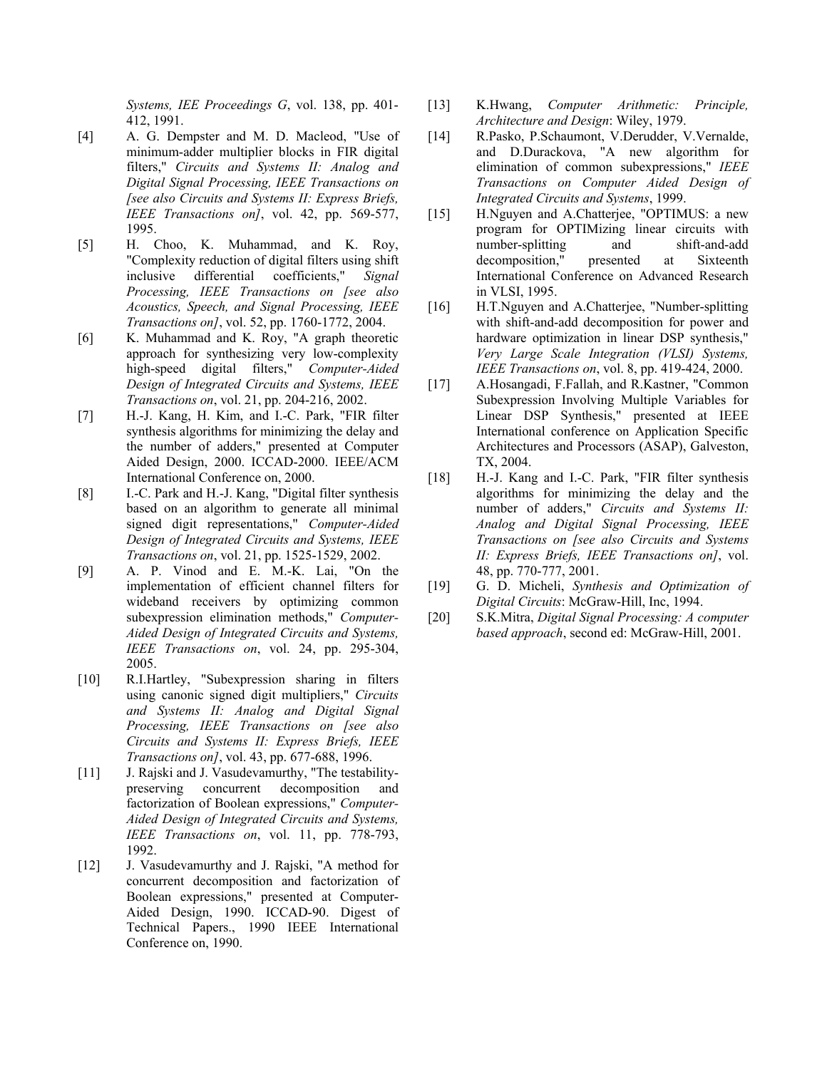*Systems, IEE Proceedings G*, vol. 138, pp. 401-412, 1991.

[4] A. G. Dempster and M. D. Macleod, "Use of minimum-adder multiplier blocks in FIR digital filters," *Circuits and Systems II: Analog and Digital Signal Processing, IEEE Transactions on [see also Circuits and Systems II: Express Briefs, IEEE Transactions on]*, vol. 42, pp. 569-577, 1995.

[5] H. Choo, K. Muhammad, and K. Roy, "Complexity reduction of digital filters using shift inclusive differential coefficients," *Signal Processing, IEEE Transactions on [see also Acoustics, Speech, and Signal Processing, IEEE Transactions on]*, vol. 52, pp. 1760-1772, 2004.

[6] K. Muhammad and K. Roy, "A graph theoretic approach for synthesizing very low-complexity high-speed digital filters," *Computer-Aided Design of Integrated Circuits and Systems, IEEE Transactions on*, vol. 21, pp. 204-216, 2002.

[7] H.-J. Kang, H. Kim, and I.-C. Park, "FIR filter synthesis algorithms for minimizing the delay and the number of adders," presented at Computer Aided Design, 2000. ICCAD-2000. IEEE/ACM International Conference on, 2000.

[8] I.-C. Park and H.-J. Kang, "Digital filter synthesis based on an algorithm to generate all minimal signed digit representations," *Computer-Aided Design of Integrated Circuits and Systems, IEEE Transactions on*, vol. 21, pp. 1525-1529, 2002.

[9] A. P. Vinod and E. M.-K. Lai, "On the implementation of efficient channel filters for wideband receivers by optimizing common subexpression elimination methods," *Computer-Aided Design of Integrated Circuits and Systems, IEEE Transactions on*, vol. 24, pp. 295-304, 2005.

[10] R.I.Hartley, "Subexpression sharing in filters using canonic signed digit multipliers," *Circuits and Systems II: Analog and Digital Signal Processing, IEEE Transactions on [see also Circuits and Systems II: Express Briefs, IEEE Transactions on]*, vol. 43, pp. 677-688, 1996.

[11] J. Rajski and J. Vasudevamurthy, "The testability-preserving concurrent decomposition and factorization of Boolean expressions," *Computer-Aided Design of Integrated Circuits and Systems, IEEE Transactions on*, vol. 11, pp. 778-793, 1992.

[12] J. Vasudevamurthy and J. Rajski, "A method for concurrent decomposition and factorization of Boolean expressions," presented at Computer-Aided Design, 1990. ICCAD-90. Digest of Technical Papers., 1990 IEEE International Conference on, 1990.

[13] K.Hwang, *Computer Arithmetic: Principle, Architecture and Design*: Wiley, 1979.

[14] R.Pasko, P.Schaumont, V.Derudder, V.Vernalde, and D.Durackova, "A new algorithm for elimination of common subexpressions," *IEEE Transactions on Computer Aided Design of Integrated Circuits and Systems*, 1999.

[15] H.Nguyen and A.Chatterjee, "OPTIMUS: a new program for OPTIMizing linear circuits with number-splitting and shift-and-add decomposition," presented at Sixteenth International Conference on Advanced Research in VLSI, 1995.

[16] H.T.Nguyen and A.Chatterjee, "Number-splitting with shift-and-add decomposition for power and hardware optimization in linear DSP synthesis," *Very Large Scale Integration (VLSI) Systems, IEEE Transactions on*, vol. 8, pp. 419-424, 2000.

[17] A.Hosangadi, F.Fallah, and R.Kastner, "Common Subexpression Involving Multiple Variables for Linear DSP Synthesis," presented at IEEE International conference on Application Specific Architectures and Processors (ASAP), Galveston, TX, 2004.

[18] H.-J. Kang and I.-C. Park, "FIR filter synthesis algorithms for minimizing the delay and the number of adders," *Circuits and Systems II: Analog and Digital Signal Processing, IEEE Transactions on [see also Circuits and Systems II: Express Briefs, IEEE Transactions on]*, vol. 48, pp. 770-777, 2001.

[19] G. D. Micheli, *Synthesis and Optimization of Digital Circuits*: McGraw-Hill, Inc, 1994.

[20] S.K.Mitra, *Digital Signal Processing: A computer based approach*, second ed: McGraw-Hill, 2001.